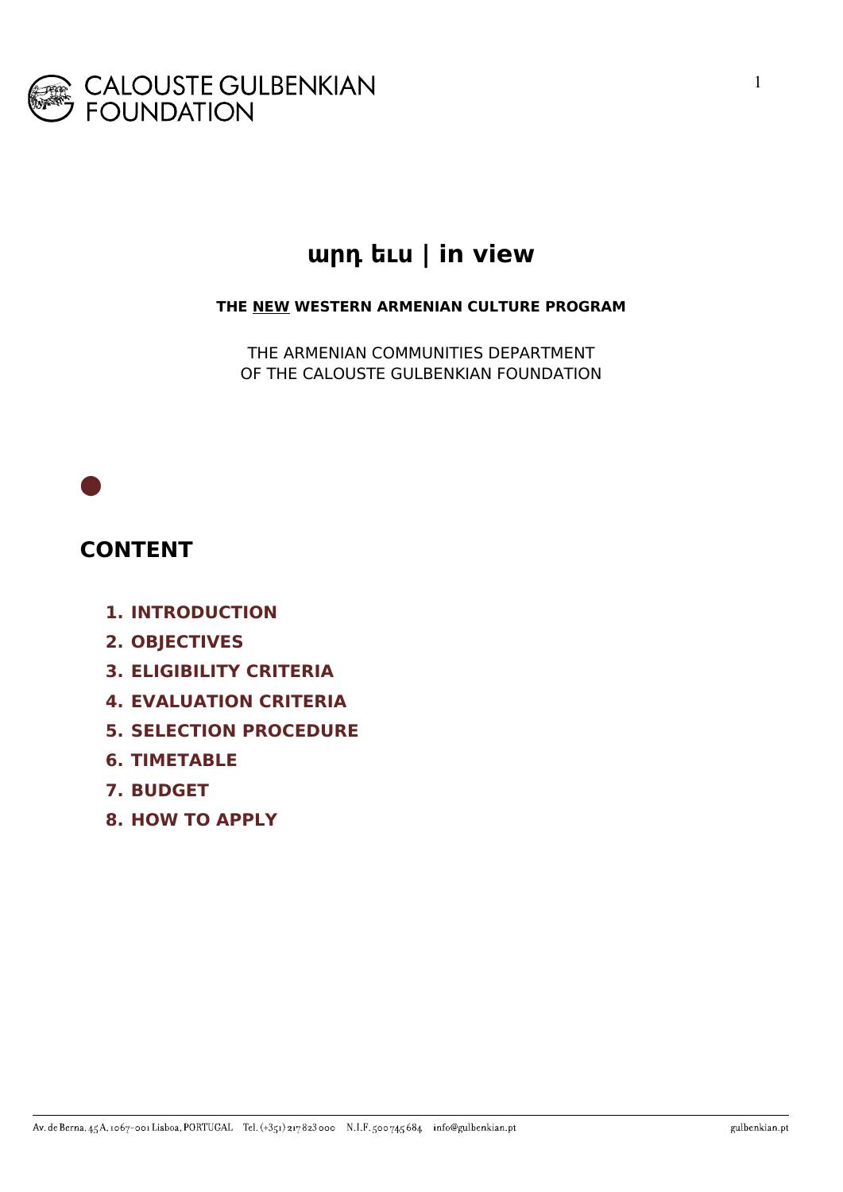CALOUSTE GULBENKIAN FOUNDATION

# արդ եւս | in view

**THE <u>NEW</u> WESTERN ARMENIAN CULTURE PROGRAM**

THE ARMENIAN COMMUNITIES DEPARTMENT
OF THE CALOUSTE GULBENKIAN FOUNDATION

## CONTENT

1. **INTRODUCTION**
2. **OBJECTIVES**
3. **ELIGIBILITY CRITERIA**
4. **EVALUATION CRITERIA**
5. **SELECTION PROCEDURE**
6. **TIMETABLE**
7. **BUDGET**
8. **HOW TO APPLY**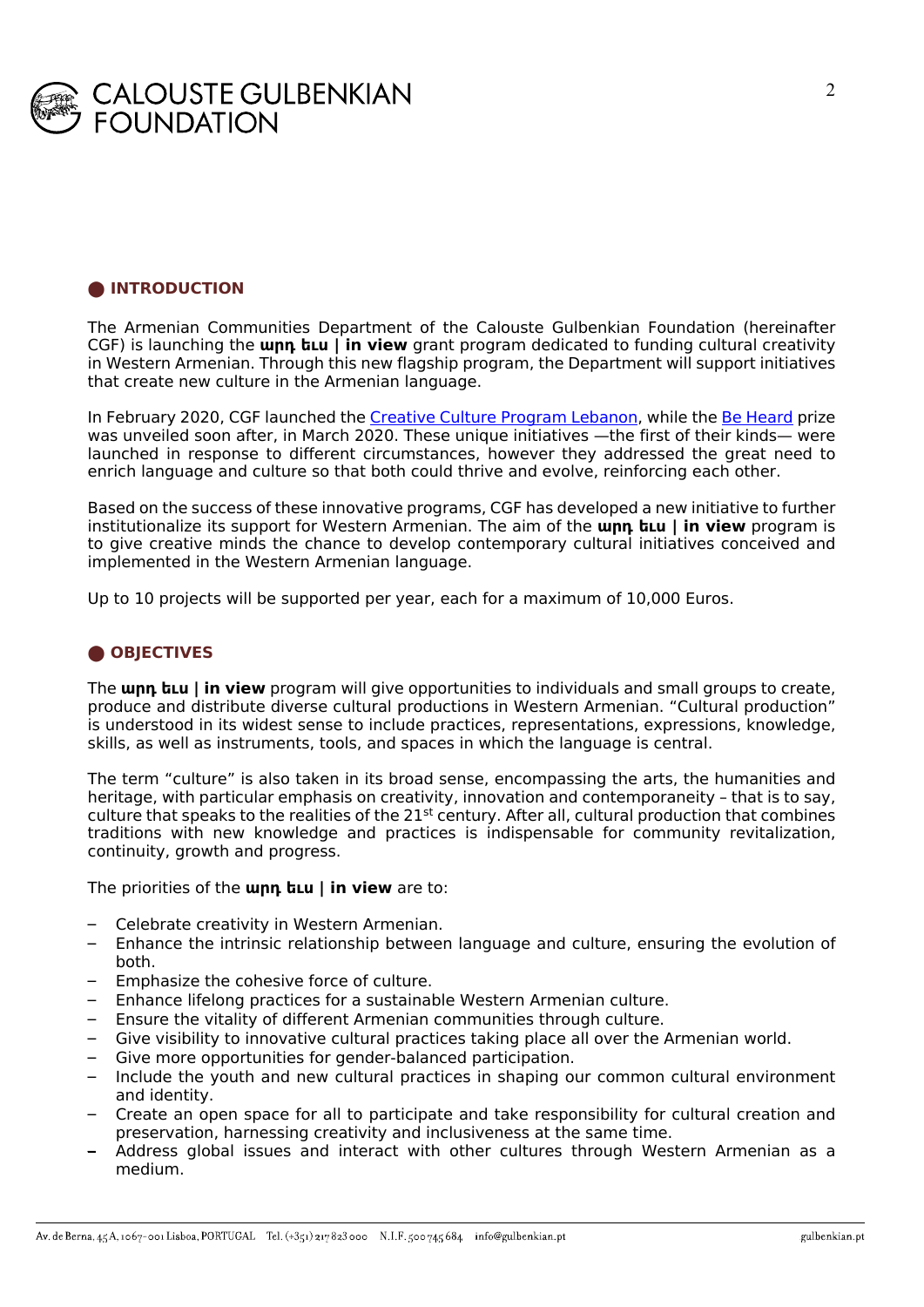## ● INTRODUCTION

The Armenian Communities Department of the Calouste Gulbenkian Foundation (hereinafter CGF) is launching the **արդ եւ | in view** grant program dedicated to funding cultural creativity in Western Armenian. Through this new flagship program, the Department will support initiatives that create new culture in the Armenian language.

In February 2020, CGF launched the Creative Culture Program Lebanon, while the Be Heard prize was unveiled soon after, in March 2020. These unique initiatives —the first of their kinds— were launched in response to different circumstances, however they addressed the great need to enrich language and culture so that both could thrive and evolve, reinforcing each other.

Based on the success of these innovative programs, CGF has developed a new initiative to further institutionalize its support for Western Armenian. The aim of the **արդ եւ | in view** program is to give creative minds the chance to develop contemporary cultural initiatives conceived and implemented in the Western Armenian language.

Up to 10 projects will be supported per year, each for a maximum of 10,000 Euros.

## ● OBJECTIVES

The **արդ եւ | in view** program will give opportunities to individuals and small groups to create, produce and distribute diverse cultural productions in Western Armenian. “Cultural production” is understood in its widest sense to include practices, representations, expressions, knowledge, skills, as well as instruments, tools, and spaces in which the language is central.

The term “culture” is also taken in its broad sense, encompassing the arts, the humanities and heritage, with particular emphasis on creativity, innovation and contemporaneity – that is to say, culture that speaks to the realities of the 21st century. After all, cultural production that combines traditions with new knowledge and practices is indispensable for community revitalization, continuity, growth and progress.

The priorities of the **արդ եւ | in view** are to:

- Celebrate creativity in Western Armenian.
- Enhance the intrinsic relationship between language and culture, ensuring the evolution of both.
- Emphasize the cohesive force of culture.
- Enhance lifelong practices for a sustainable Western Armenian culture.
- Ensure the vitality of different Armenian communities through culture.
- Give visibility to innovative cultural practices taking place all over the Armenian world.
- Give more opportunities for gender-balanced participation.
- Include the youth and new cultural practices in shaping our common cultural environment and identity.
- Create an open space for all to participate and take responsibility for cultural creation and preservation, harnessing creativity and inclusiveness at the same time.
- Address global issues and interact with other cultures through Western Armenian as a medium.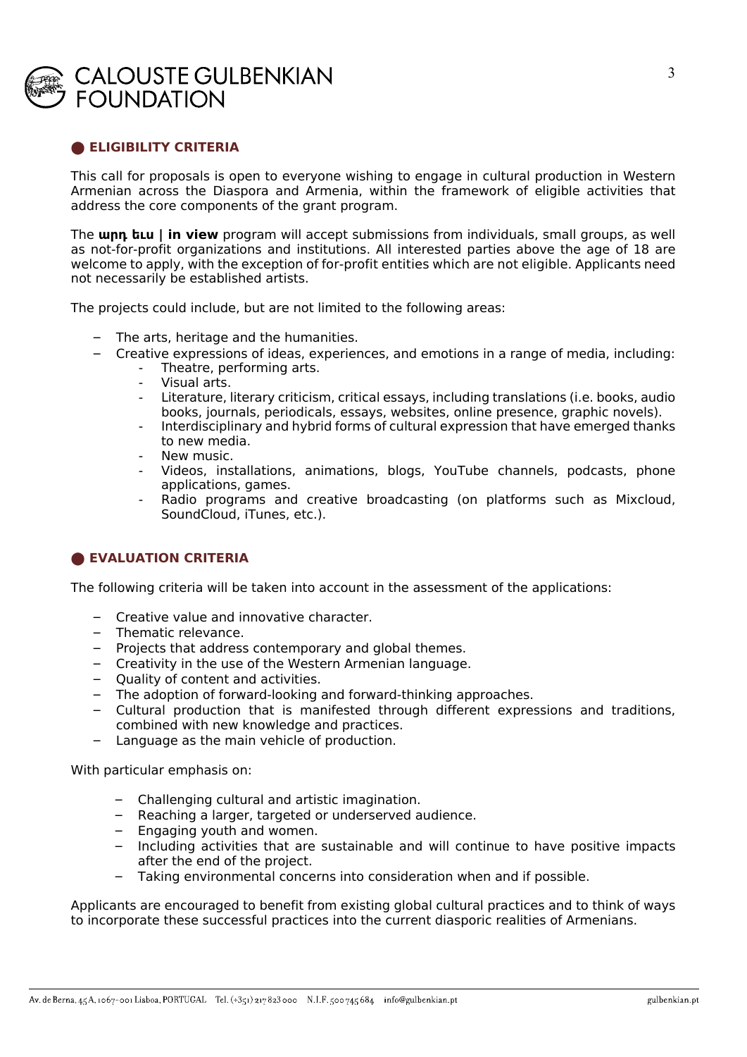## ELIGIBILITY CRITERIA

This call for proposals is open to everyone wishing to engage in cultural production in Western Armenian across the Diaspora and Armenia, within the framework of eligible activities that address the core components of the grant program.

The **արդ եւ | in view** program will accept submissions from individuals, small groups, as well as not-for-profit organizations and institutions. All interested parties above the age of 18 are welcome to apply, with the exception of for-profit entities which are not eligible. Applicants need not necessarily be established artists.

The projects could include, but are not limited to the following areas:

- The arts, heritage and the humanities.
- Creative expressions of ideas, experiences, and emotions in a range of media, including:
  - Theatre, performing arts.
  - Visual arts.
  - Literature, literary criticism, critical essays, including translations (i.e. books, audio books, journals, periodicals, essays, websites, online presence, graphic novels).
  - Interdisciplinary and hybrid forms of cultural expression that have emerged thanks to new media.
  - New music.
  - Videos, installations, animations, blogs, YouTube channels, podcasts, phone applications, games.
  - Radio programs and creative broadcasting (on platforms such as Mixcloud, SoundCloud, iTunes, etc.).

## EVALUATION CRITERIA

The following criteria will be taken into account in the assessment of the applications:

- Creative value and innovative character.
- Thematic relevance.
- Projects that address contemporary and global themes.
- Creativity in the use of the Western Armenian language.
- Quality of content and activities.
- The adoption of forward-looking and forward-thinking approaches.
- Cultural production that is manifested through different expressions and traditions, combined with new knowledge and practices.
- Language as the main vehicle of production.

With particular emphasis on:

- Challenging cultural and artistic imagination.
- Reaching a larger, targeted or underserved audience.
- Engaging youth and women.
- Including activities that are sustainable and will continue to have positive impacts after the end of the project.
- Taking environmental concerns into consideration when and if possible.

Applicants are encouraged to benefit from existing global cultural practices and to think of ways to incorporate these successful practices into the current diasporic realities of Armenians.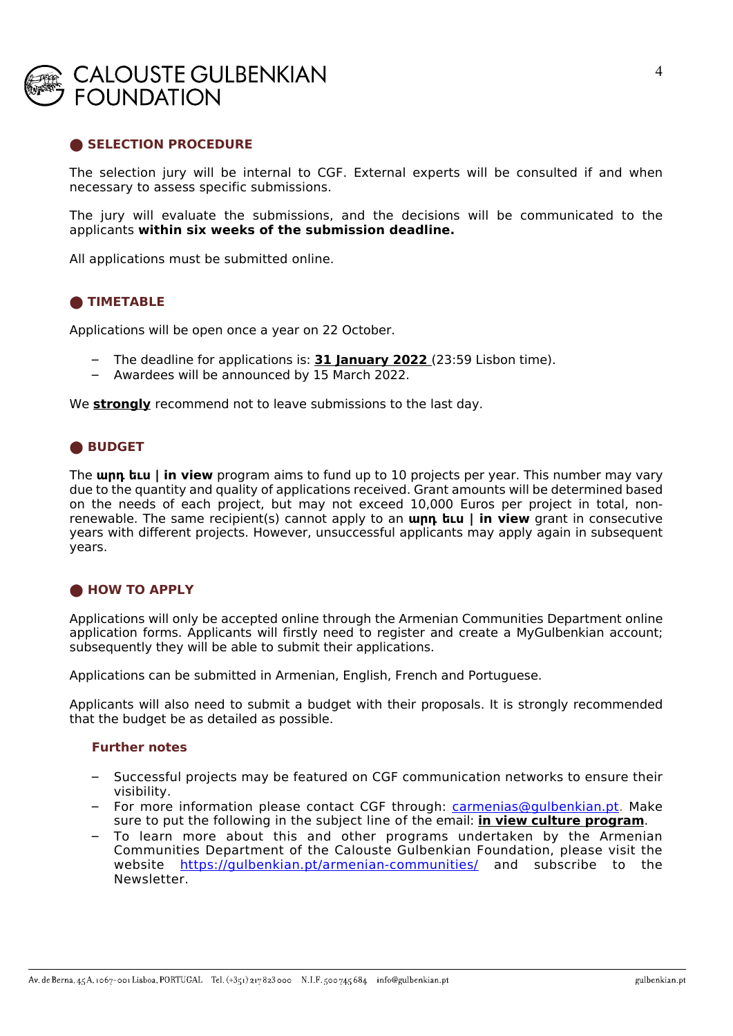## SELECTION PROCEDURE

The selection jury will be internal to CGF. External experts will be consulted if and when necessary to assess specific submissions.

The jury will evaluate the submissions, and the decisions will be communicated to the applicants **within six weeks of the submission deadline.**

All applications must be submitted online.

## TIMETABLE

Applications will be open once a year on 22 October.

- The deadline for applications is: **31 January 2022** (23:59 Lisbon time).
- Awardees will be announced by 15 March 2022.

We **strongly** recommend not to leave submissions to the last day.

## BUDGET

The **արդ եւս | in view** program aims to fund up to 10 projects per year. This number may vary due to the quantity and quality of applications received. Grant amounts will be determined based on the needs of each project, but may not exceed 10,000 Euros per project in total, non-renewable. The same recipient(s) cannot apply to an **արդ եւս | in view** grant in consecutive years with different projects. However, unsuccessful applicants may apply again in subsequent years.

## HOW TO APPLY

Applications will only be accepted online through the Armenian Communities Department online application forms. Applicants will firstly need to register and create a MyGulbenkian account; subsequently they will be able to submit their applications.

Applications can be submitted in Armenian, English, French and Portuguese.

Applicants will also need to submit a budget with their proposals. It is strongly recommended that the budget be as detailed as possible.

### Further notes

- Successful projects may be featured on CGF communication networks to ensure their visibility.
- For more information please contact CGF through: carmenias@gulbenkian.pt. Make sure to put the following in the subject line of the email: **in view culture program**.
- To learn more about this and other programs undertaken by the Armenian Communities Department of the Calouste Gulbenkian Foundation, please visit the website https://gulbenkian.pt/armenian-communities/ and subscribe to the Newsletter.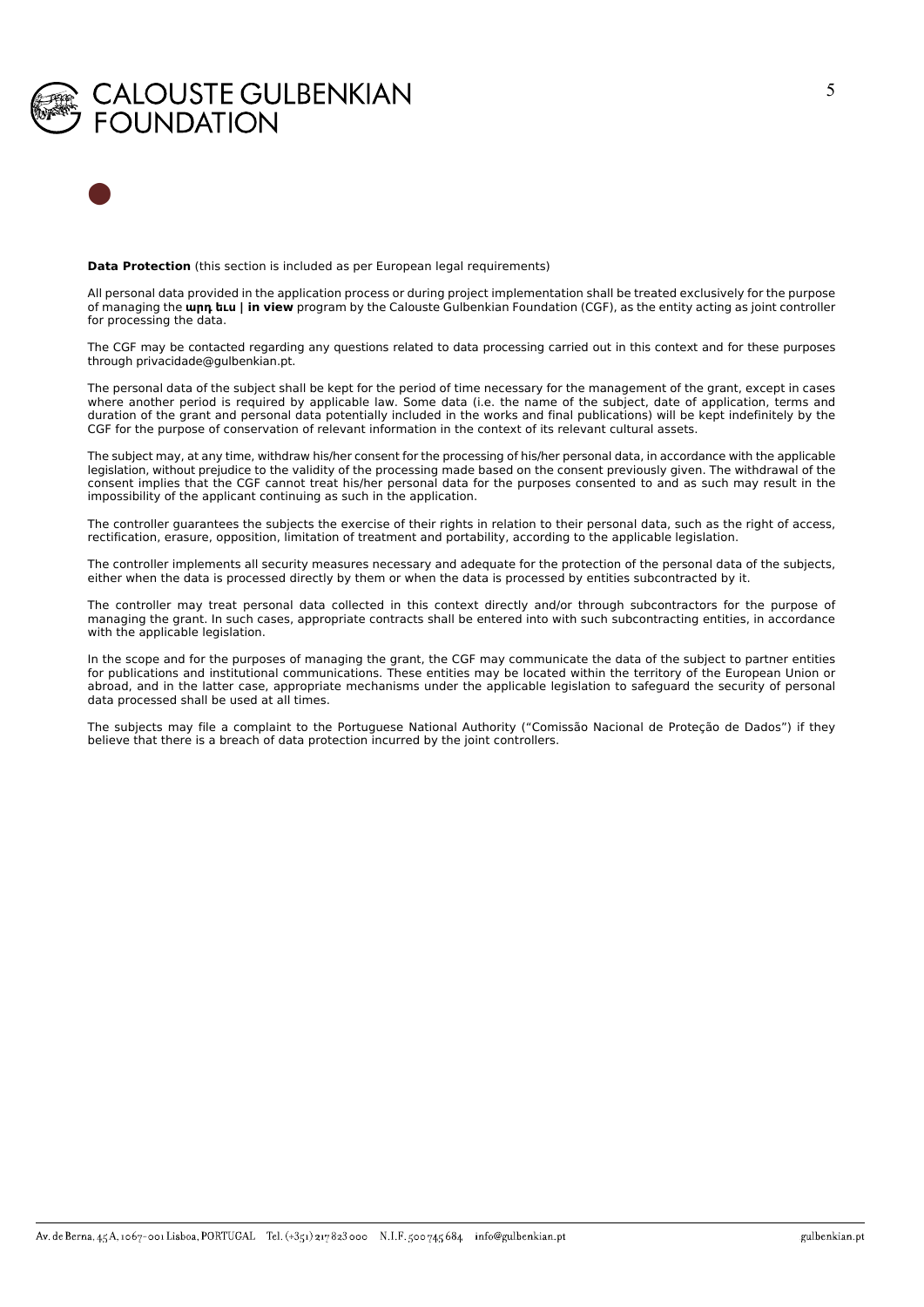**Data Protection** (this section is included as per European legal requirements)

All personal data provided in the application process or during project implementation shall be treated exclusively for the purpose of managing the **պող եւս | in view** program by the Calouste Gulbenkian Foundation (CGF), as the entity acting as joint controller for processing the data.

The CGF may be contacted regarding any questions related to data processing carried out in this context and for these purposes through privacidade@gulbenkian.pt.

The personal data of the subject shall be kept for the period of time necessary for the management of the grant, except in cases where another period is required by applicable law. Some data (i.e. the name of the subject, date of application, terms and duration of the grant and personal data potentially included in the works and final publications) will be kept indefinitely by the CGF for the purpose of conservation of relevant information in the context of its relevant cultural assets.

The subject may, at any time, withdraw his/her consent for the processing of his/her personal data, in accordance with the applicable legislation, without prejudice to the validity of the processing made based on the consent previously given. The withdrawal of the consent implies that the CGF cannot treat his/her personal data for the purposes consented to and as such may result in the impossibility of the applicant continuing as such in the application.

The controller guarantees the subjects the exercise of their rights in relation to their personal data, such as the right of access, rectification, erasure, opposition, limitation of treatment and portability, according to the applicable legislation.

The controller implements all security measures necessary and adequate for the protection of the personal data of the subjects, either when the data is processed directly by them or when the data is processed by entities subcontracted by it.

The controller may treat personal data collected in this context directly and/or through subcontractors for the purpose of managing the grant. In such cases, appropriate contracts shall be entered into with such subcontracting entities, in accordance with the applicable legislation.

In the scope and for the purposes of managing the grant, the CGF may communicate the data of the subject to partner entities for publications and institutional communications. These entities may be located within the territory of the European Union or abroad, and in the latter case, appropriate mechanisms under the applicable legislation to safeguard the security of personal data processed shall be used at all times.

The subjects may file a complaint to the Portuguese National Authority ("Comissão Nacional de Proteção de Dados") if they believe that there is a breach of data protection incurred by the joint controllers.